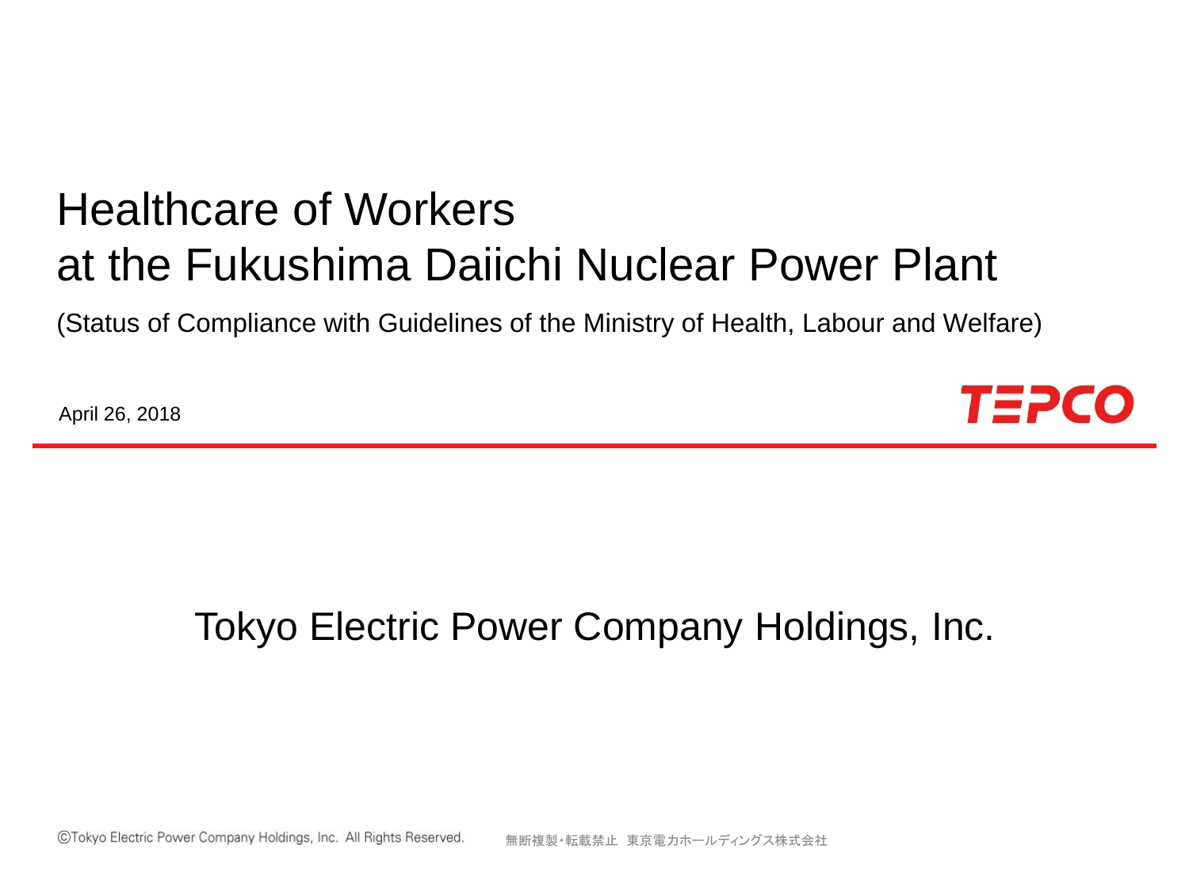# Healthcare of Workers at the Fukushima Daiichi Nuclear Power Plant

(Status of Compliance with Guidelines of the Ministry of Health, Labour and Welfare)

April 26, 2018

TEPCO

Tokyo Electric Power Company Holdings, Inc.

©Tokyo Electric Power Company Holdings, Inc. All Rights Reserved. 無断複製・転載禁止 東京電力ホールディングス株式会社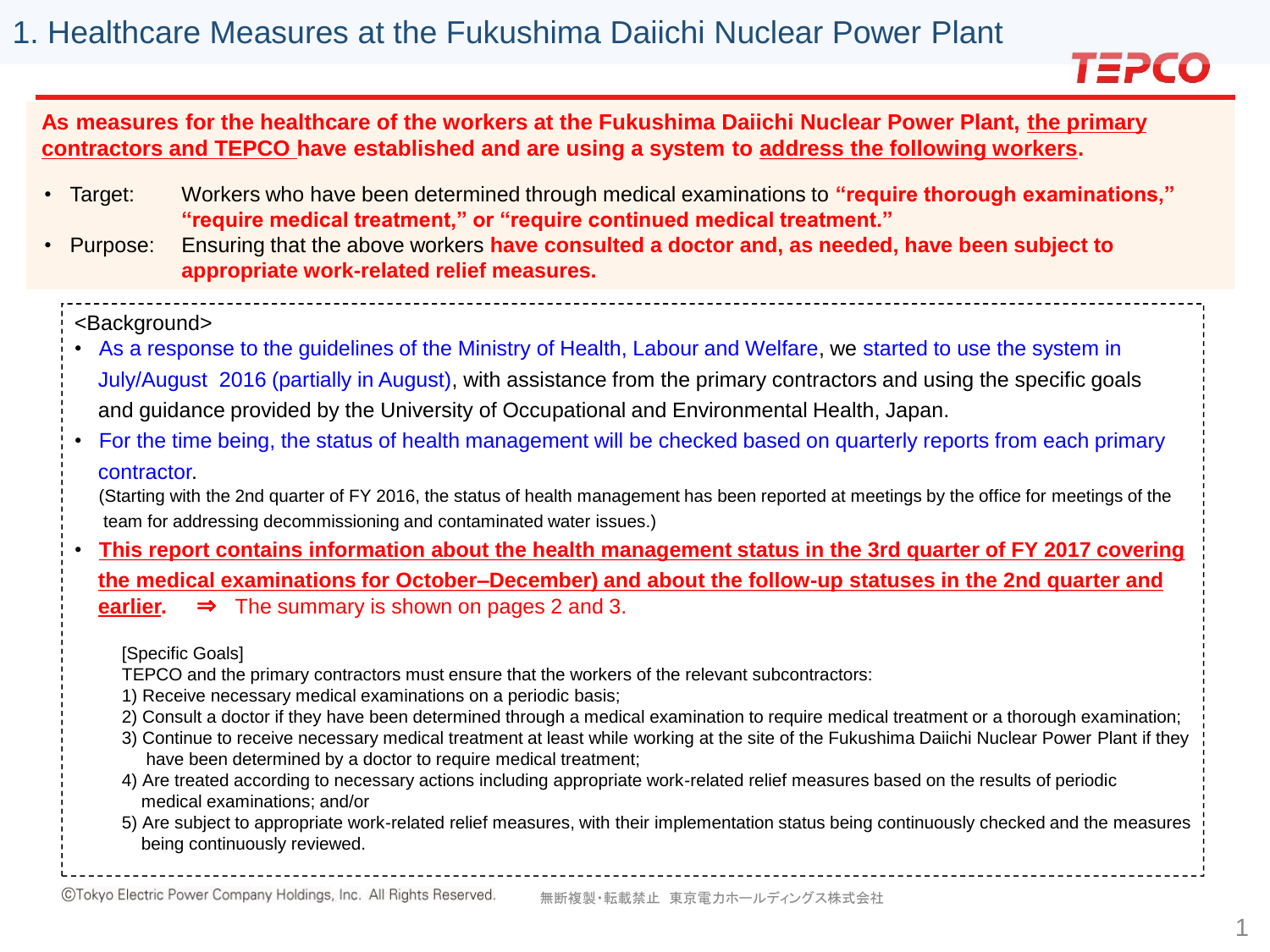# 1. Healthcare Measures at the Fukushima Daiichi Nuclear Power Plant

**As measures for the healthcare of the workers at the Fukushima Daiichi Nuclear Power Plant, the primary contractors and TEPCO have established and are using a system to address the following workers.**

- Target: Workers who have been determined through medical examinations to **"require thorough examinations," "require medical treatment," or "require continued medical treatment."**
- Purpose: Ensuring that the above workers **have consulted a doctor and, as needed, have been subject to appropriate work-related relief measures.**

<Background>

- As a response to the guidelines of the Ministry of Health, Labour and Welfare, we started to use the system in July/August 2016 (partially in August), with assistance from the primary contractors and using the specific goals and guidance provided by the University of Occupational and Environmental Health, Japan.
- For the time being, the status of health management will be checked based on quarterly reports from each primary contractor.
  (Starting with the 2nd quarter of FY 2016, the status of health management has been reported at meetings by the office for meetings of the team for addressing decommissioning and contaminated water issues.)
- **This report contains information about the health management status in the 3rd quarter of FY 2017 covering the medical examinations for October–December) and about the follow-up statuses in the 2nd quarter and earlier.** ⇒ The summary is shown on pages 2 and 3.

[Specific Goals]
TEPCO and the primary contractors must ensure that the workers of the relevant subcontractors:
1) Receive necessary medical examinations on a periodic basis;
2) Consult a doctor if they have been determined through a medical examination to require medical treatment or a thorough examination;
3) Continue to receive necessary medical treatment at least while working at the site of the Fukushima Daiichi Nuclear Power Plant if they have been determined by a doctor to require medical treatment;
4) Are treated according to necessary actions including appropriate work-related relief measures based on the results of periodic medical examinations; and/or
5) Are subject to appropriate work-related relief measures, with their implementation status being continuously checked and the measures being continuously reviewed.

©Tokyo Electric Power Company Holdings, Inc. All Rights Reserved. 無断複製・転載禁止 東京電力ホールディングス株式会社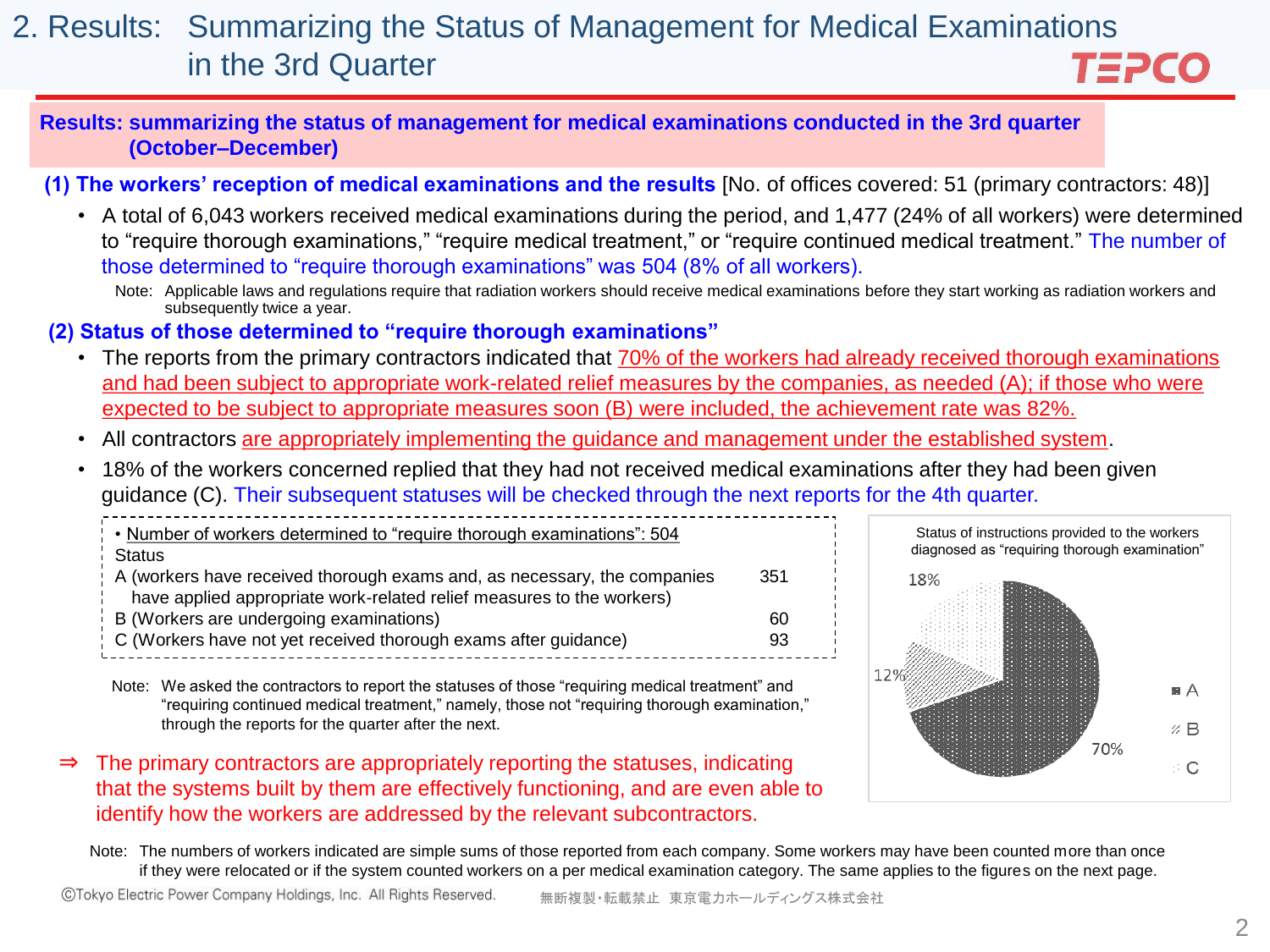# 2. Results: Summarizing the Status of Management for Medical Examinations in the 3rd Quarter

**Results: summarizing the status of management for medical examinations conducted in the 3rd quarter (October–December)**

**(1) The workers' reception of medical examinations and the results** [No. of offices covered: 51 (primary contractors: 48)]

- A total of 6,043 workers received medical examinations during the period, and 1,477 (24% of all workers) were determined to "require thorough examinations," "require medical treatment," or "require continued medical treatment." The number of those determined to "require thorough examinations" was 504 (8% of all workers).

  Note: Applicable laws and regulations require that radiation workers should receive medical examinations before they start working as radiation workers and subsequently twice a year.

**(2) Status of those determined to "require thorough examinations"**

- The reports from the primary contractors indicated that 70% of the workers had already received thorough examinations and had been subject to appropriate work-related relief measures by the companies, as needed (A); if those who were expected to be subject to appropriate measures soon (B) were included, the achievement rate was 82%.
- All contractors are appropriately implementing the guidance and management under the established system.
- 18% of the workers concerned replied that they had not received medical examinations after they had been given guidance (C). Their subsequent statuses will be checked through the next reports for the 4th quarter.

• Number of workers determined to "require thorough examinations": 504

| Status | |
|---|---|
| A (workers have received thorough exams and, as necessary, the companies have applied appropriate work-related relief measures to the workers) | 351 |
| B (Workers are undergoing examinations) | 60 |
| C (Workers have not yet received thorough exams after guidance) | 93 |

Status of instructions provided to the workers diagnosed as "requiring thorough examination"

| Status | Share |
|---|---|
| A | 70% |
| B | 12% |
| C | 18% |

Note: We asked the contractors to report the statuses of those "requiring medical treatment" and "requiring continued medical treatment," namely, those not "requiring thorough examination," through the reports for the quarter after the next.

⇒ The primary contractors are appropriately reporting the statuses, indicating that the systems built by them are effectively functioning, and are even able to identify how the workers are addressed by the relevant subcontractors.

Note: The numbers of workers indicated are simple sums of those reported from each company. Some workers may have been counted more than once if they were relocated or if the system counted workers on a per medical examination category. The same applies to the figures on the next page.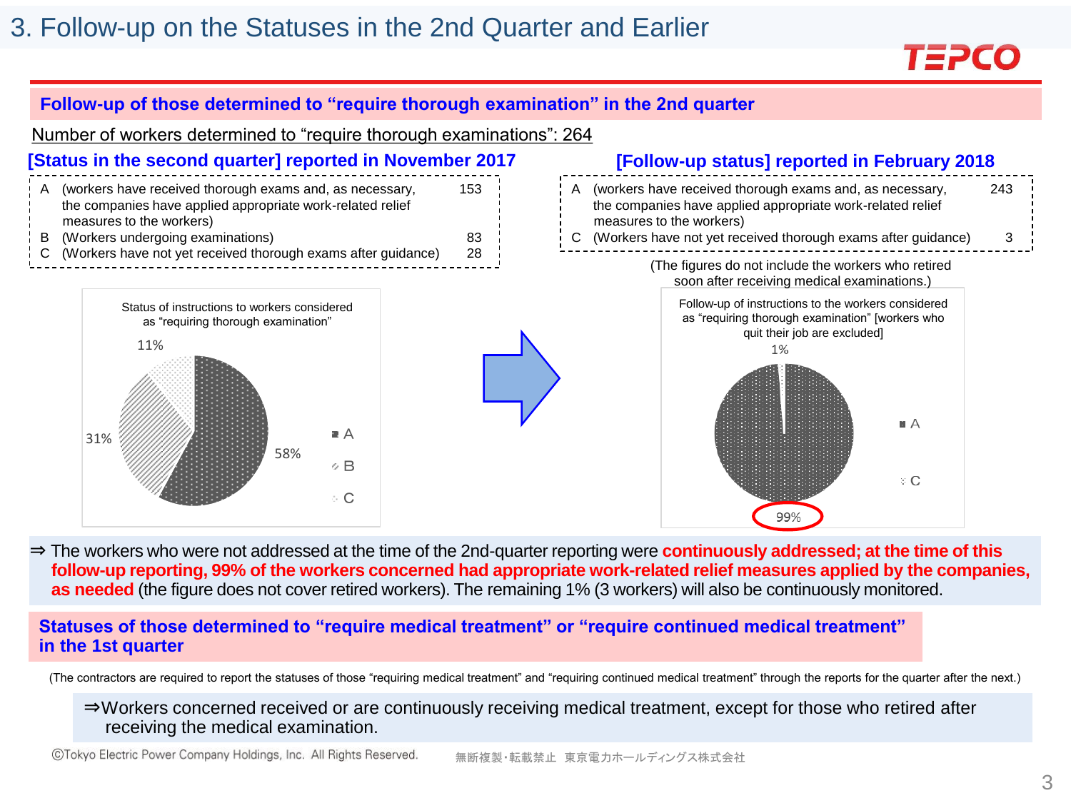# 3. Follow-up on the Statuses in the 2nd Quarter and Earlier

## Follow-up of those determined to "require thorough examination" in the 2nd quarter

Number of workers determined to "require thorough examinations": 264

### [Status in the second quarter] reported in November 2017

| | | |
|---|---|---|
| A | (workers have received thorough exams and, as necessary, the companies have applied appropriate work-related relief measures to the workers) | 153 |
| B | (Workers undergoing examinations) | 83 |
| C | (Workers have not yet received thorough exams after guidance) | 28 |

Status of instructions to workers considered as "requiring thorough examination"

11%
31%
58%
A
B
C

### [Follow-up status] reported in February 2018

| | | |
|---|---|---|
| A | (workers have received thorough exams and, as necessary, the companies have applied appropriate work-related relief measures to the workers) | 243 |
| C | (Workers have not yet received thorough exams after guidance) | 3 |

(The figures do not include the workers who retired soon after receiving medical examinations.)

Follow-up of instructions to the workers considered as "requiring thorough examination" [workers who quit their job are excluded]

1%
99%
A
C

⇒ The workers who were not addressed at the time of the 2nd-quarter reporting were **continuously addressed; at the time of this follow-up reporting, 99% of the workers concerned had appropriate work-related relief measures applied by the companies, as needed** (the figure does not cover retired workers). The remaining 1% (3 workers) will also be continuously monitored.

## Statuses of those determined to "require medical treatment" or "require continued medical treatment" in the 1st quarter

(The contractors are required to report the statuses of those "requiring medical treatment" and "requiring continued medical treatment" through the reports for the quarter after the next.)

⇒Workers concerned received or are continuously receiving medical treatment, except for those who retired after receiving the medical examination.